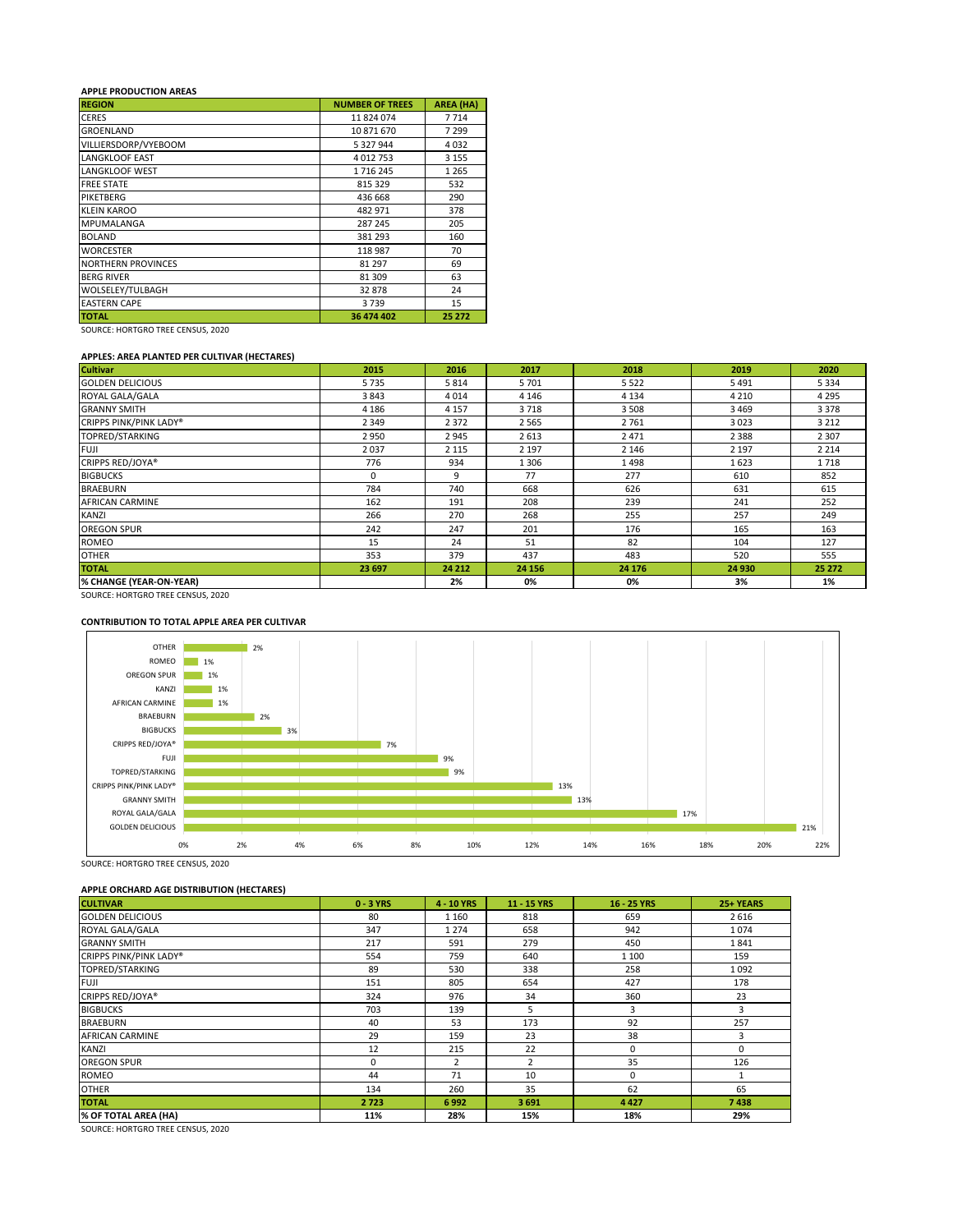**APPLE PRODUCTION AREAS**

| REGION | NUMBER OF TREES | AREA (HA) |
|---|---|---|
| CERES | 11 824 074 | 7 714 |
| GROENLAND | 10 871 670 | 7 299 |
| VILLIERSDORP/VYEBOOM | 5 327 944 | 4 032 |
| LANGKLOOF EAST | 4 012 753 | 3 155 |
| LANGKLOOF WEST | 1 716 245 | 1 265 |
| FREE STATE | 815 329 | 532 |
| PIKETBERG | 436 668 | 290 |
| KLEIN KAROO | 482 971 | 378 |
| MPUMALANGA | 287 245 | 205 |
| BOLAND | 381 293 | 160 |
| WORCESTER | 118 987 | 70 |
| NORTHERN PROVINCES | 81 297 | 69 |
| BERG RIVER | 81 309 | 63 |
| WOLSELEY/TULBAGH | 32 878 | 24 |
| EASTERN CAPE | 3 739 | 15 |
| **TOTAL** | **36 474 402** | **25 272** |

SOURCE: HORTGRO TREE CENSUS, 2020

**APPLES: AREA PLANTED PER CULTIVAR (HECTARES)**

| Cultivar | 2015 | 2016 | 2017 | 2018 | 2019 | 2020 |
|---|---|---|---|---|---|---|
| GOLDEN DELICIOUS | 5 735 | 5 814 | 5 701 | 5 522 | 5 491 | 5 334 |
| ROYAL GALA/GALA | 3 843 | 4 014 | 4 146 | 4 134 | 4 210 | 4 295 |
| GRANNY SMITH | 4 186 | 4 157 | 3 718 | 3 508 | 3 469 | 3 378 |
| CRIPPS PINK/PINK LADY® | 2 349 | 2 372 | 2 565 | 2 761 | 3 023 | 3 212 |
| TOPRED/STARKING | 2 950 | 2 945 | 2 613 | 2 471 | 2 388 | 2 307 |
| FUJI | 2 037 | 2 115 | 2 197 | 2 146 | 2 197 | 2 214 |
| CRIPPS RED/JOYA® | 776 | 934 | 1 306 | 1 498 | 1 623 | 1 718 |
| BIGBUCKS | 0 | 9 | 77 | 277 | 610 | 852 |
| BRAEBURN | 784 | 740 | 668 | 626 | 631 | 615 |
| AFRICAN CARMINE | 162 | 191 | 208 | 239 | 241 | 252 |
| KANZI | 266 | 270 | 268 | 255 | 257 | 249 |
| OREGON SPUR | 242 | 247 | 201 | 176 | 165 | 163 |
| ROMEO | 15 | 24 | 51 | 82 | 104 | 127 |
| OTHER | 353 | 379 | 437 | 483 | 520 | 555 |
| **TOTAL** | **23 697** | **24 212** | **24 156** | **24 176** | **24 930** | **25 272** |
| **% CHANGE (YEAR-ON-YEAR)** | | **2%** | **0%** | **0%** | **3%** | **1%** |

SOURCE: HORTGRO TREE CENSUS, 2020

**CONTRIBUTION TO TOTAL APPLE AREA PER CULTIVAR**

| Cultivar | Share |
|---|---|
| OTHER | 2% |
| ROMEO | 1% |
| OREGON SPUR | 1% |
| KANZI | 1% |
| AFRICAN CARMINE | 1% |
| BRAEBURN | 2% |
| BIGBUCKS | 3% |
| CRIPPS RED/JOYA® | 7% |
| FUJI | 9% |
| TOPRED/STARKING | 9% |
| CRIPPS PINK/PINK LADY® | 13% |
| GRANNY SMITH | 13% |
| ROYAL GALA/GALA | 17% |
| GOLDEN DELICIOUS | 21% |

SOURCE: HORTGRO TREE CENSUS, 2020

**APPLE ORCHARD AGE DISTRIBUTION (HECTARES)**

| CULTIVAR | 0 - 3 YRS | 4 - 10 YRS | 11 - 15 YRS | 16 - 25 YRS | 25+ YEARS |
|---|---|---|---|---|---|
| GOLDEN DELICIOUS | 80 | 1 160 | 818 | 659 | 2 616 |
| ROYAL GALA/GALA | 347 | 1 274 | 658 | 942 | 1 074 |
| GRANNY SMITH | 217 | 591 | 279 | 450 | 1 841 |
| CRIPPS PINK/PINK LADY® | 554 | 759 | 640 | 1 100 | 159 |
| TOPRED/STARKING | 89 | 530 | 338 | 258 | 1 092 |
| FUJI | 151 | 805 | 654 | 427 | 178 |
| CRIPPS RED/JOYA® | 324 | 976 | 34 | 360 | 23 |
| BIGBUCKS | 703 | 139 | 5 | 3 | 3 |
| BRAEBURN | 40 | 53 | 173 | 92 | 257 |
| AFRICAN CARMINE | 29 | 159 | 23 | 38 | 3 |
| KANZI | 12 | 215 | 22 | 0 | 0 |
| OREGON SPUR | 0 | 2 | 2 | 35 | 126 |
| ROMEO | 44 | 71 | 10 | 0 | 1 |
| OTHER | 134 | 260 | 35 | 62 | 65 |
| **TOTAL** | **2 723** | **6 992** | **3 691** | **4 427** | **7 438** |
| **% OF TOTAL AREA (HA)** | **11%** | **28%** | **15%** | **18%** | **29%** |

SOURCE: HORTGRO TREE CENSUS, 2020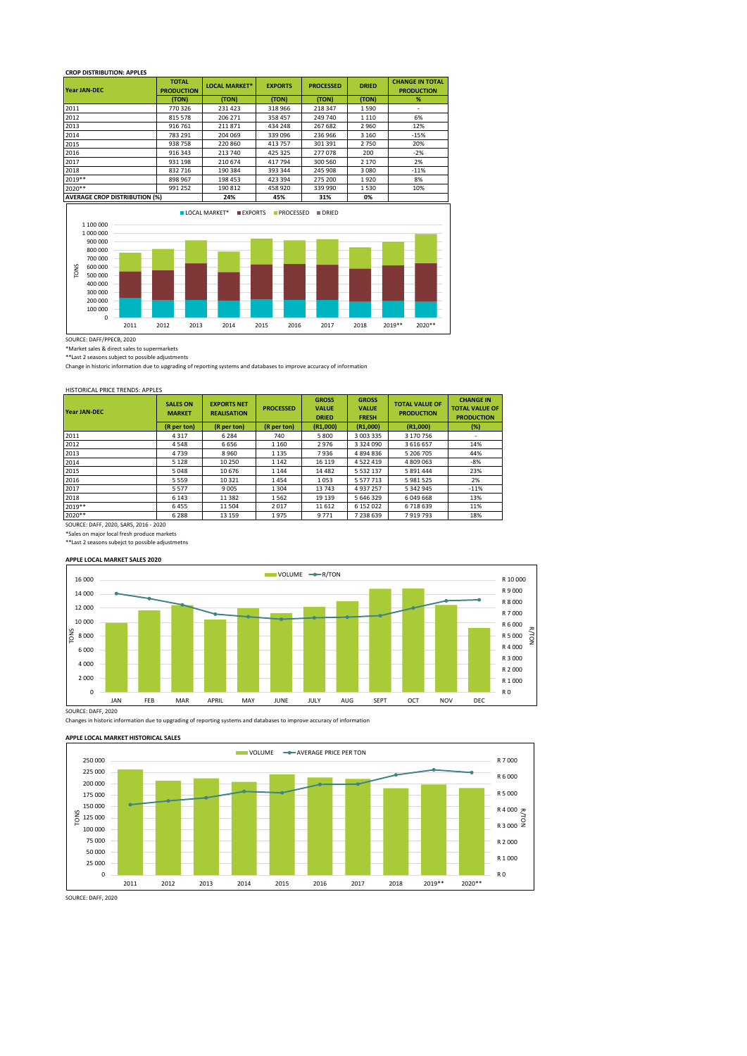**CROP DISTRIBUTION: APPLES**

| Year JAN-DEC | TOTAL PRODUCTION | LOCAL MARKET* | EXPORTS | PROCESSED | DRIED | CHANGE IN TOTAL PRODUCTION |
|---|---|---|---|---|---|---|
| | (TON) | (TON) | (TON) | (TON) | (TON) | % |
| 2011 | 770 326 | 231 423 | 318 966 | 218 347 | 1 590 | - |
| 2012 | 815 578 | 206 271 | 358 457 | 249 740 | 1 110 | 6% |
| 2013 | 916 761 | 211 871 | 434 248 | 267 682 | 2 960 | 12% |
| 2014 | 783 291 | 204 069 | 339 096 | 236 966 | 3 160 | -15% |
| 2015 | 938 758 | 220 860 | 413 757 | 301 391 | 2 750 | 20% |
| 2016 | 916 343 | 213 740 | 425 325 | 277 078 | 200 | -2% |
| 2017 | 931 198 | 210 674 | 417 794 | 300 560 | 2 170 | 2% |
| 2018 | 832 716 | 190 384 | 393 344 | 245 908 | 3 080 | -11% |
| 2019** | 898 967 | 198 453 | 423 394 | 275 200 | 1 920 | 8% |
| 2020** | 991 252 | 190 812 | 458 920 | 339 990 | 1 530 | 10% |
| AVERAGE CROP DISTRIBUTION (%) | | 24% | 45% | 31% | 0% | |

SOURCE: DAFF/PPECB, 2020

*Market sales & direct sales to supermarkets

**Last 2 seasons subject to possible adjustments

Change in historic information due to upgrading of reporting systems and databases to improve accuracy of information

HISTORICAL PRICE TRENDS: APPLES

| Year JAN-DEC | SALES ON MARKET | EXPORTS NET REALISATION | PROCESSED | GROSS VALUE DRIED | GROSS VALUE FRESH | TOTAL VALUE OF PRODUCTION | CHANGE IN TOTAL VALUE OF PRODUCTION |
|---|---|---|---|---|---|---|---|
| | (R per ton) | (R per ton) | (R per ton) | (R1,000) | (R1,000) | (R1,000) | (%) |
| 2011 | 4 317 | 6 284 | 740 | 5 800 | 3 003 335 | 3 170 756 | - |
| 2012 | 4 548 | 6 656 | 1 160 | 2 976 | 3 324 090 | 3 616 657 | 14% |
| 2013 | 4 739 | 8 960 | 1 135 | 7 936 | 4 894 836 | 5 206 705 | 44% |
| 2014 | 5 128 | 10 250 | 1 142 | 16 119 | 4 522 419 | 4 809 063 | -8% |
| 2015 | 5 048 | 10 676 | 1 144 | 14 482 | 5 532 137 | 5 891 444 | 23% |
| 2016 | 5 559 | 10 321 | 1 454 | 1 053 | 5 577 713 | 5 981 525 | 2% |
| 2017 | 5 577 | 9 005 | 1 304 | 13 743 | 4 937 257 | 5 342 945 | -11% |
| 2018 | 6 143 | 11 382 | 1 562 | 19 139 | 5 646 329 | 6 049 668 | 13% |
| 2019** | 6 455 | 11 504 | 2 017 | 11 612 | 6 152 022 | 6 718 639 | 11% |
| 2020** | 6 288 | 13 159 | 1 975 | 9 771 | 7 238 639 | 7 919 793 | 18% |

SOURCE: DAFF, 2020, SARS, 2016 - 2020

*Sales on major local fresh produce markets

**Last 2 seasons subejct to possible adjustmetns

**APPLE LOCAL MARKET SALES 2020**

SOURCE: DAFF, 2020

Changes in historic information due to upgrading of reporting systems and databases to improve accuracy of information

**APPLE LOCAL MARKET HISTORICAL SALES**

SOURCE: DAFF, 2020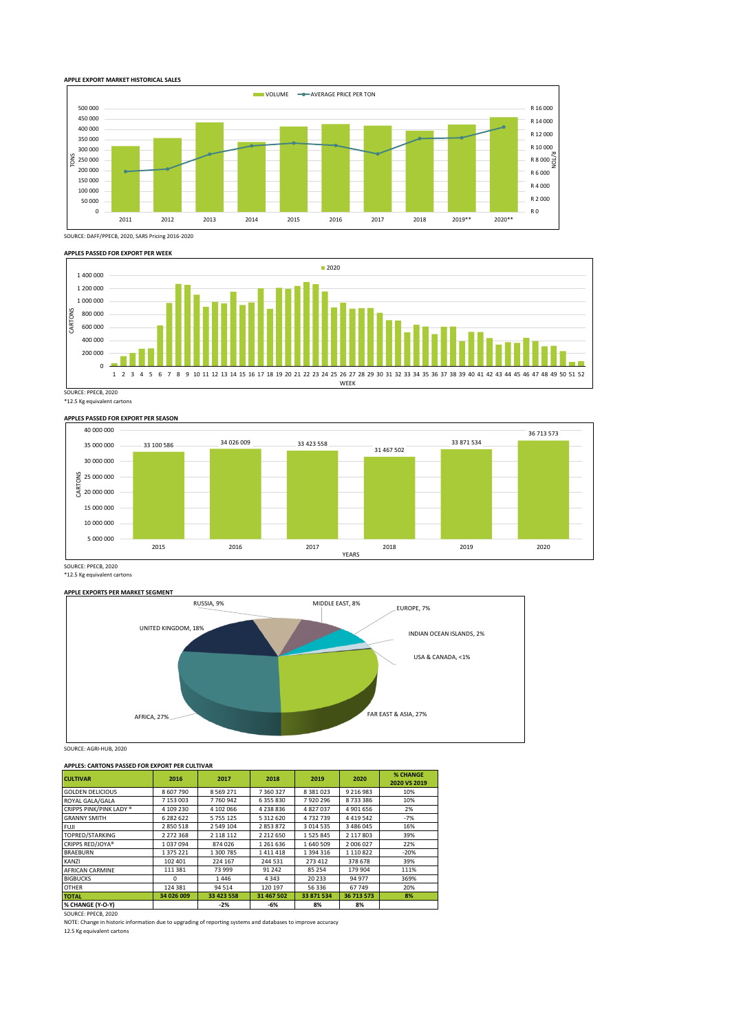**APPLE EXPORT MARKET HISTORICAL SALES**

SOURCE: DAFF/PPECB, 2020, SARS Pricing 2016-2020

**APPLES PASSED FOR EXPORT PER WEEK**

SOURCE: PPECB, 2020

*12.5 Kg equivalent cartons

**APPLES PASSED FOR EXPORT PER SEASON**

SOURCE: PPECB, 2020

*12.5 Kg equivalent cartons

**APPLE EXPORTS PER MARKET SEGMENT**

SOURCE: AGRI-HUB, 2020

**APPLES: CARTONS PASSED FOR EXPORT PER CULTIVAR**

| CULTIVAR | 2016 | 2017 | 2018 | 2019 | 2020 | % CHANGE 2020 VS 2019 |
|---|---|---|---|---|---|---|
| GOLDEN DELICIOUS | 8 607 790 | 8 569 271 | 7 360 327 | 8 381 023 | 9 216 983 | 10% |
| ROYAL GALA/GALA | 7 153 003 | 7 760 942 | 6 355 830 | 7 920 296 | 8 733 386 | 10% |
| CRIPPS PINK/PINK LADY® | 4 109 230 | 4 102 066 | 4 238 836 | 4 827 037 | 4 901 656 | 2% |
| GRANNY SMITH | 6 282 622 | 5 755 125 | 5 312 620 | 4 732 739 | 4 419 542 | -7% |
| FUJI | 2 850 518 | 2 549 104 | 2 853 872 | 3 014 535 | 3 486 045 | 16% |
| TOPRED/STARKING | 2 272 368 | 2 118 112 | 2 212 650 | 1 525 845 | 2 117 803 | 39% |
| CRIPPS RED/JOYA® | 1 037 094 | 874 026 | 1 261 636 | 1 640 509 | 2 006 027 | 22% |
| BRAEBURN | 1 375 221 | 1 300 785 | 1 411 418 | 1 394 316 | 1 110 822 | -20% |
| KANZI | 102 401 | 224 167 | 244 531 | 273 412 | 378 678 | 39% |
| AFRICAN CARMINE | 111 381 | 73 999 | 91 242 | 85 254 | 179 904 | 111% |
| BIGBUCKS | 0 | 1 446 | 4 343 | 20 233 | 94 977 | 369% |
| OTHER | 124 381 | 94 514 | 120 197 | 56 336 | 67 749 | 20% |
| **TOTAL** | **34 026 009** | **33 423 558** | **31 467 502** | **33 871 534** | **36 713 573** | **8%** |
| **% CHANGE (Y-O-Y)** | | **-2%** | **-6%** | **8%** | **8%** | |

SOURCE: PPECB, 2020

NOTE: Change in historic information due to upgrading of reporting systems and databases to improve accuracy

12.5 Kg equivalent cartons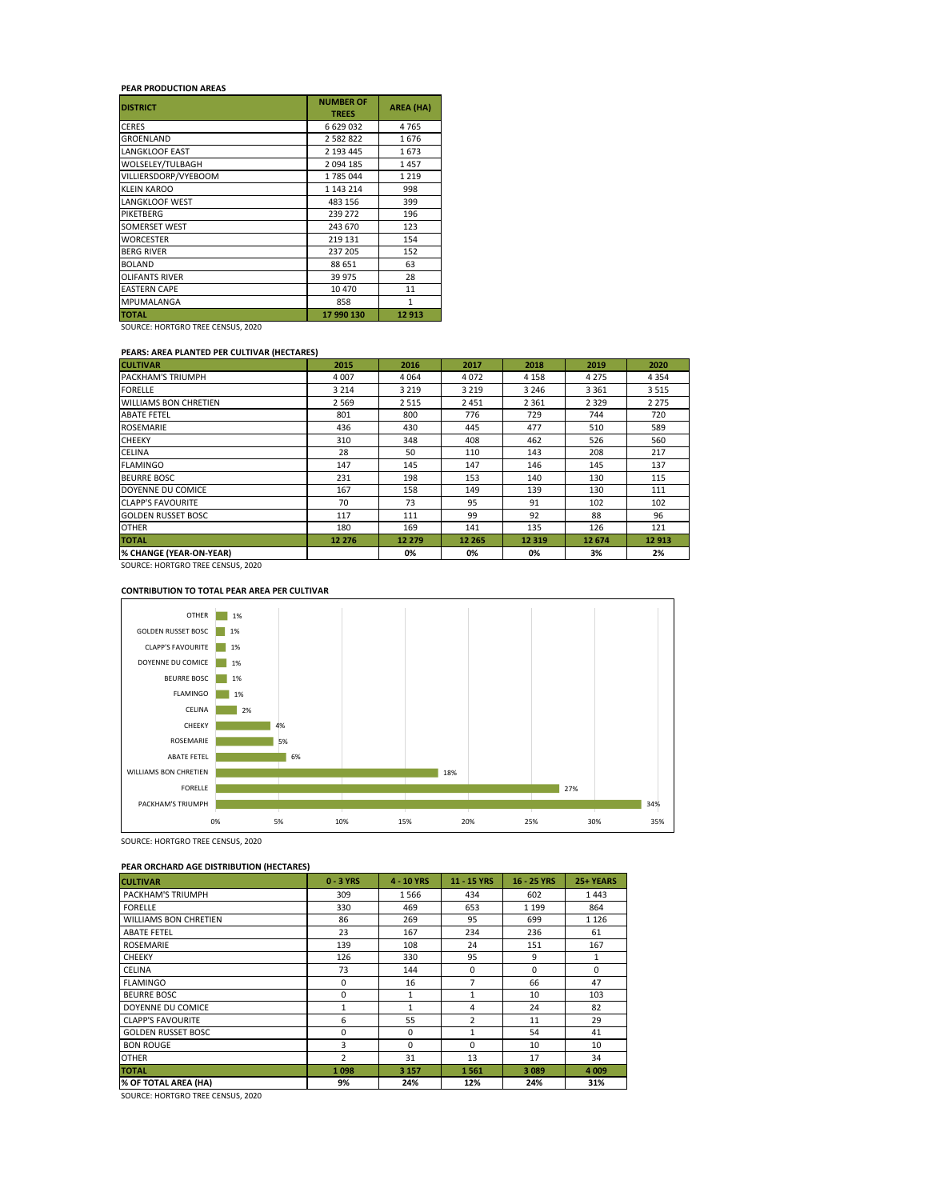### PEAR PRODUCTION AREAS

| DISTRICT | NUMBER OF TREES | AREA (HA) |
|---|---|---|
| CERES | 6 629 032 | 4 765 |
| GROENLAND | 2 582 822 | 1 676 |
| LANGKLOOF EAST | 2 193 445 | 1 673 |
| WOLSELEY/TULBAGH | 2 094 185 | 1 457 |
| VILLIERSDORP/VYEBOOM | 1 785 044 | 1 219 |
| KLEIN KAROO | 1 143 214 | 998 |
| LANGKLOOF WEST | 483 156 | 399 |
| PIKETBERG | 239 272 | 196 |
| SOMERSET WEST | 243 670 | 123 |
| WORCESTER | 219 131 | 154 |
| BERG RIVER | 237 205 | 152 |
| BOLAND | 88 651 | 63 |
| OLIFANTS RIVER | 39 975 | 28 |
| EASTERN CAPE | 10 470 | 11 |
| MPUMALANGA | 858 | 1 |
| **TOTAL** | **17 990 130** | **12 913** |

SOURCE: HORTGRO TREE CENSUS, 2020

### PEARS: AREA PLANTED PER CULTIVAR (HECTARES)

| CULTIVAR | 2015 | 2016 | 2017 | 2018 | 2019 | 2020 |
|---|---|---|---|---|---|---|
| PACKHAM'S TRIUMPH | 4 007 | 4 064 | 4 072 | 4 158 | 4 275 | 4 354 |
| FORELLE | 3 214 | 3 219 | 3 219 | 3 246 | 3 361 | 3 515 |
| WILLIAMS BON CHRETIEN | 2 569 | 2 515 | 2 451 | 2 361 | 2 329 | 2 275 |
| ABATE FETEL | 801 | 800 | 776 | 729 | 744 | 720 |
| ROSEMARIE | 436 | 430 | 445 | 477 | 510 | 589 |
| CHEEKY | 310 | 348 | 408 | 462 | 526 | 560 |
| CELINA | 28 | 50 | 110 | 143 | 208 | 217 |
| FLAMINGO | 147 | 145 | 147 | 146 | 145 | 137 |
| BEURRE BOSC | 231 | 198 | 153 | 140 | 130 | 115 |
| DOYENNE DU COMICE | 167 | 158 | 149 | 139 | 130 | 111 |
| CLAPP'S FAVOURITE | 70 | 73 | 95 | 91 | 102 | 102 |
| GOLDEN RUSSET BOSC | 117 | 111 | 99 | 92 | 88 | 96 |
| OTHER | 180 | 169 | 141 | 135 | 126 | 121 |
| **TOTAL** | **12 276** | **12 279** | **12 265** | **12 319** | **12 674** | **12 913** |
| **% CHANGE (YEAR-ON-YEAR)** | | **0%** | **0%** | **0%** | **3%** | **2%** |

SOURCE: HORTGRO TREE CENSUS, 2020

### CONTRIBUTION TO TOTAL PEAR AREA PER CULTIVAR

| CULTIVAR | % |
|---|---|
| OTHER | 1% |
| GOLDEN RUSSET BOSC | 1% |
| CLAPP'S FAVOURITE | 1% |
| DOYENNE DU COMICE | 1% |
| BEURRE BOSC | 1% |
| FLAMINGO | 1% |
| CELINA | 2% |
| CHEEKY | 4% |
| ROSEMARIE | 5% |
| ABATE FETEL | 6% |
| WILLIAMS BON CHRETIEN | 18% |
| FORELLE | 27% |
| PACKHAM'S TRIUMPH | 34% |

SOURCE: HORTGRO TREE CENSUS, 2020

### PEAR ORCHARD AGE DISTRIBUTION (HECTARES)

| CULTIVAR | 0 - 3 YRS | 4 - 10 YRS | 11 - 15 YRS | 16 - 25 YRS | 25+ YEARS |
|---|---|---|---|---|---|
| PACKHAM'S TRIUMPH | 309 | 1 566 | 434 | 602 | 1 443 |
| FORELLE | 330 | 469 | 653 | 1 199 | 864 |
| WILLIAMS BON CHRETIEN | 86 | 269 | 95 | 699 | 1 126 |
| ABATE FETEL | 23 | 167 | 234 | 236 | 61 |
| ROSEMARIE | 139 | 108 | 24 | 151 | 167 |
| CHEEKY | 126 | 330 | 95 | 9 | 1 |
| CELINA | 73 | 144 | 0 | 0 | 0 |
| FLAMINGO | 0 | 16 | 7 | 66 | 47 |
| BEURRE BOSC | 0 | 1 | 1 | 10 | 103 |
| DOYENNE DU COMICE | 1 | 1 | 4 | 24 | 82 |
| CLAPP'S FAVOURITE | 6 | 55 | 2 | 11 | 29 |
| GOLDEN RUSSET BOSC | 0 | 0 | 1 | 54 | 41 |
| BON ROUGE | 3 | 0 | 0 | 10 | 10 |
| OTHER | 2 | 31 | 13 | 17 | 34 |
| **TOTAL** | **1 098** | **3 157** | **1 561** | **3 089** | **4 009** |
| **% OF TOTAL AREA (HA)** | **9%** | **24%** | **12%** | **24%** | **31%** |

SOURCE: HORTGRO TREE CENSUS, 2020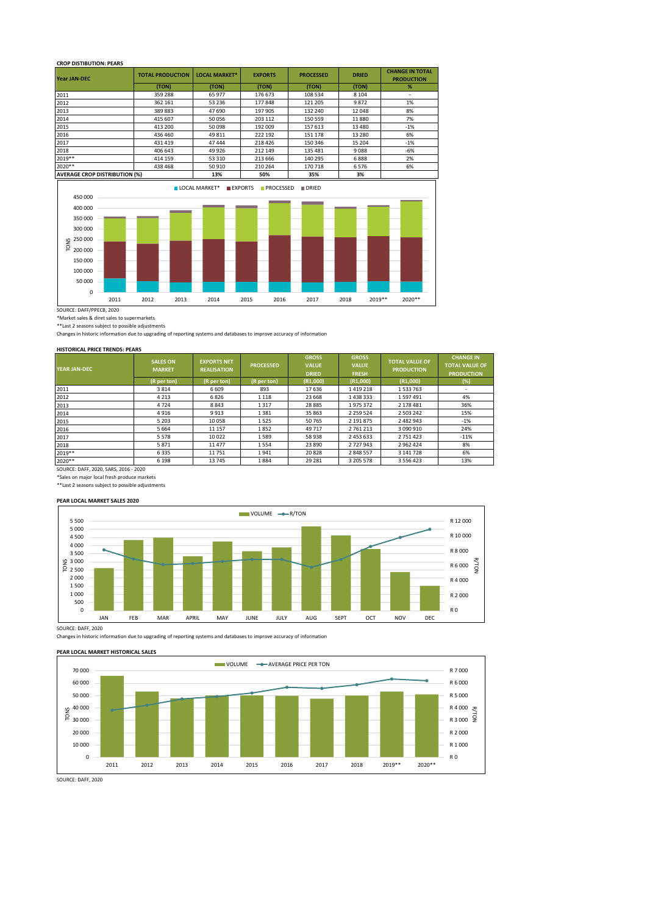**CROP DISTIBUTION: PEARS**

| Year JAN-DEC | TOTAL PRODUCTION | LOCAL MARKET* | EXPORTS | PROCESSED | DRIED | CHANGE IN TOTAL PRODUCTION |
|---|---|---|---|---|---|---|
| | (TON) | (TON) | (TON) | (TON) | (TON) | % |
| 2011 | 359 288 | 65 977 | 176 673 | 108 534 | 8 104 | - |
| 2012 | 362 161 | 53 236 | 177 848 | 121 205 | 9 872 | 1% |
| 2013 | 389 883 | 47 690 | 197 905 | 132 240 | 12 048 | 8% |
| 2014 | 415 607 | 50 056 | 203 112 | 150 559 | 11 880 | 7% |
| 2015 | 413 200 | 50 098 | 192 009 | 157 613 | 13 480 | -1% |
| 2016 | 436 460 | 49 811 | 222 192 | 151 178 | 13 280 | 6% |
| 2017 | 431 419 | 47 444 | 218 426 | 150 346 | 15 204 | -1% |
| 2018 | 406 643 | 49 926 | 212 149 | 135 481 | 9 088 | -6% |
| 2019** | 414 159 | 53 310 | 213 666 | 140 295 | 6 888 | 2% |
| 2020** | 438 468 | 50 910 | 210 264 | 170 718 | 6 576 | 6% |
| AVERAGE CROP DISTRIBUTION (%) | | 13% | 50% | 35% | 3% | |

SOURCE: DAFF/PPECB, 2020

*Market sales & diret sales to supermarkets

**Last 2 seasons subject to possible adjustments

Changes in historic information due to upgrading of reporting systems and databases to improve accuracy of information

**HISTORICAL PRICE TRENDS: PEARS**

| YEAR JAN-DEC | SALES ON MARKET | EXPORTS NET REALISATION | PROCESSED | GROSS VALUE DRIED | GROSS VALUE FRESH | TOTAL VALUE OF PRODUCTION | CHANGE IN TOTAL VALUE OF PRODUCTION |
|---|---|---|---|---|---|---|---|
| | (R per ton) | (R per ton) | (R per ton) | (R1,000) | (R1,000) | (R1,000) | (%) |
| 2011 | 3 814 | 6 609 | 893 | 17 636 | 1 419 218 | 1 533 763 | - |
| 2012 | 4 213 | 6 826 | 1 118 | 23 668 | 1 438 333 | 1 597 491 | 4% |
| 2013 | 4 724 | 8 843 | 1 317 | 28 885 | 1 975 372 | 2 178 481 | 36% |
| 2014 | 4 916 | 9 913 | 1 381 | 35 863 | 2 259 524 | 2 503 242 | 15% |
| 2015 | 5 203 | 10 058 | 1 525 | 50 765 | 2 191 875 | 2 482 943 | -1% |
| 2016 | 5 664 | 11 157 | 1 852 | 49 717 | 2 761 213 | 3 090 910 | 24% |
| 2017 | 5 578 | 10 022 | 1 589 | 58 938 | 2 453 633 | 2 751 423 | -11% |
| 2018 | 5 871 | 11 477 | 1 554 | 23 890 | 2 727 943 | 2 962 424 | 8% |
| 2019** | 6 335 | 11 751 | 1 941 | 20 828 | 2 848 557 | 3 141 728 | 6% |
| 2020** | 6 198 | 13 745 | 1 884 | 29 281 | 3 205 578 | 3 556 423 | 13% |

SOURCE: DAFF, 2020, SARS, 2016 - 2020

*Sales on major local fresh produce markets

**Last 2 seasons subject to possible adjustments

**PEAR LOCAL MARKET SALES 2020**

SOURCE: DAFF, 2020

Changes in historic information due to upgrading of reporting systems and databases to improve accuracy of information

**PEAR LOCAL MARKET HISTORICAL SALES**

SOURCE: DAFF, 2020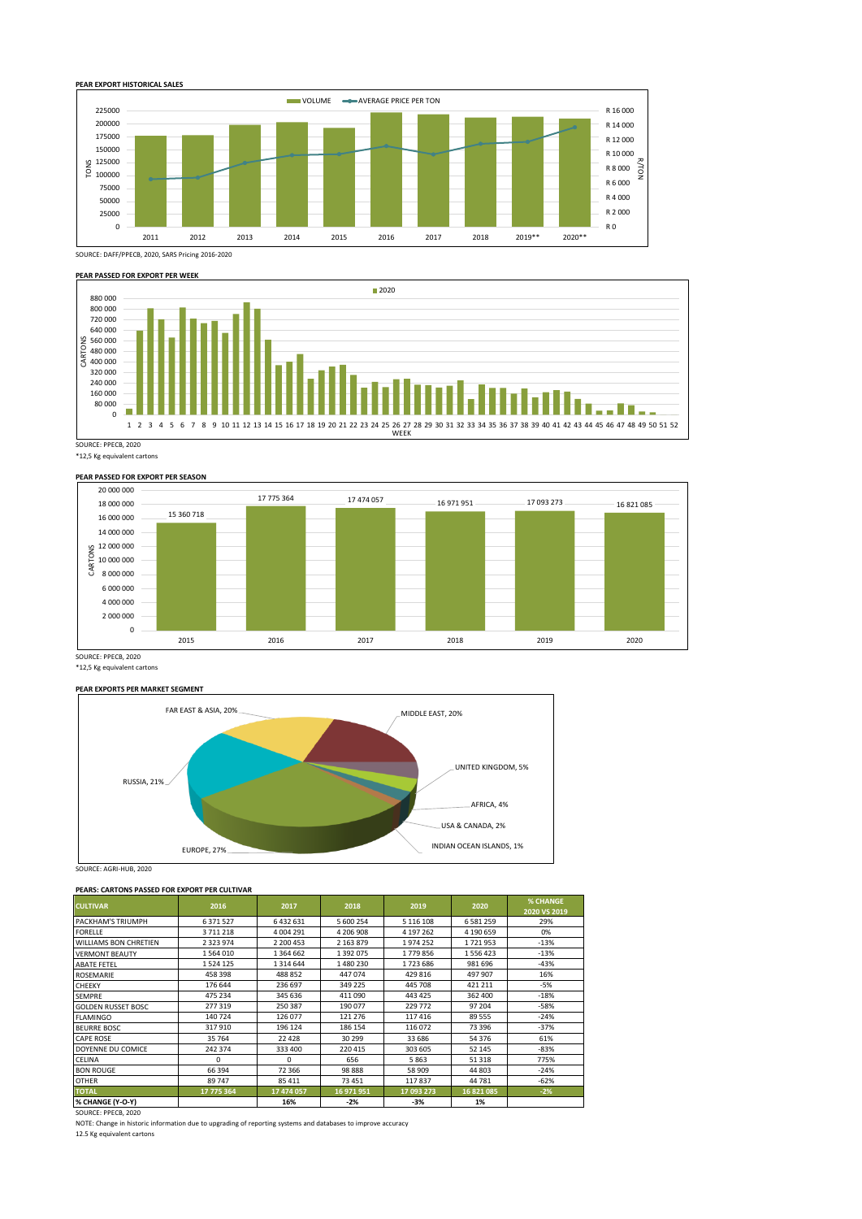**PEAR EXPORT HISTORICAL SALES**

VOLUME
AVERAGE PRICE PER TON

TONS
0
25000
50000
75000
100000
125000
150000
175000
200000
225000

R/TON
R 0
R 2 000
R 4 000
R 6 000
R 8 000
R 10 000
R 12 000
R 14 000
R 16 000

2011 2012 2013 2014 2015 2016 2017 2018 2019** 2020**

SOURCE: DAFF/PPECB, 2020, SARS Pricing 2016-2020

**PEAR PASSED FOR EXPORT PER WEEK**

2020

CARTONS
0
80 000
160 000
240 000
320 000
400 000
480 000
560 000
640 000
720 000
800 000
880 000

WEEK
1 2 3 4 5 6 7 8 9 10 11 12 13 14 15 16 17 18 19 20 21 22 23 24 25 26 27 28 29 30 31 32 33 34 35 36 37 38 39 40 41 42 43 44 45 46 47 48 49 50 51 52

SOURCE: PPECB, 2020

*12,5 Kg equivalent cartons

**PEAR PASSED FOR EXPORT PER SEASON**

CARTONS
0
2 000 000
4 000 000
6 000 000
8 000 000
10 000 000
12 000 000
14 000 000
16 000 000
18 000 000
20 000 000

2015: 15 360 718
2016: 17 775 364
2017: 17 474 057
2018: 16 971 951
2019: 17 093 273
2020: 16 821 085

SOURCE: PPECB, 2020

*12,5 Kg equivalent cartons

**PEAR EXPORTS PER MARKET SEGMENT**

FAR EAST & ASIA, 20%
MIDDLE EAST, 20%
UNITED KINGDOM, 5%
AFRICA, 4%
USA & CANADA, 2%
INDIAN OCEAN ISLANDS, 1%
EUROPE, 27%
RUSSIA, 21%

SOURCE: AGRI-HUB, 2020

**PEARS: CARTONS PASSED FOR EXPORT PER CULTIVAR**

| CULTIVAR | 2016 | 2017 | 2018 | 2019 | 2020 | % CHANGE 2020 VS 2019 |
|---|---|---|---|---|---|---|
| PACKHAM'S TRIUMPH | 6 371 527 | 6 432 631 | 5 600 254 | 5 116 108 | 6 581 259 | 29% |
| FORELLE | 3 711 218 | 4 004 291 | 4 206 908 | 4 197 262 | 4 190 659 | 0% |
| WILLIAMS BON CHRETIEN | 2 323 974 | 2 200 453 | 2 163 879 | 1 974 252 | 1 721 953 | -13% |
| VERMONT BEAUTY | 1 564 010 | 1 364 662 | 1 392 075 | 1 779 856 | 1 556 423 | -13% |
| ABATE FETEL | 1 524 125 | 1 314 644 | 1 480 230 | 1 723 686 | 981 696 | -43% |
| ROSEMARIE | 458 398 | 488 852 | 447 074 | 429 816 | 497 907 | 16% |
| CHEEKY | 176 644 | 236 697 | 349 225 | 445 708 | 421 211 | -5% |
| SEMPRE | 475 234 | 345 636 | 411 090 | 443 425 | 362 400 | -18% |
| GOLDEN RUSSET BOSC | 277 319 | 250 387 | 190 077 | 229 772 | 97 204 | -58% |
| FLAMINGO | 140 724 | 126 077 | 121 276 | 117 416 | 89 555 | -24% |
| BEURRE BOSC | 317 910 | 196 124 | 186 154 | 116 072 | 73 396 | -37% |
| CAPE ROSE | 35 764 | 22 428 | 30 299 | 33 686 | 54 376 | 61% |
| DOYENNE DU COMICE | 242 374 | 333 400 | 220 415 | 303 605 | 52 145 | -83% |
| CELINA | 0 | 0 | 656 | 5 863 | 51 318 | 775% |
| BON ROUGE | 66 394 | 72 366 | 98 888 | 58 909 | 44 803 | -24% |
| OTHER | 89 747 | 85 411 | 73 451 | 117 837 | 44 781 | -62% |
| **TOTAL** | **17 775 364** | **17 474 057** | **16 971 951** | **17 093 273** | **16 821 085** | **-2%** |
| **% CHANGE (Y-O-Y)** | | **16%** | **-2%** | **-3%** | **1%** | |

SOURCE: PPECB, 2020

NOTE: Change in historic information due to upgrading of reporting systems and databases to improve accuracy

12.5 Kg equivalent cartons